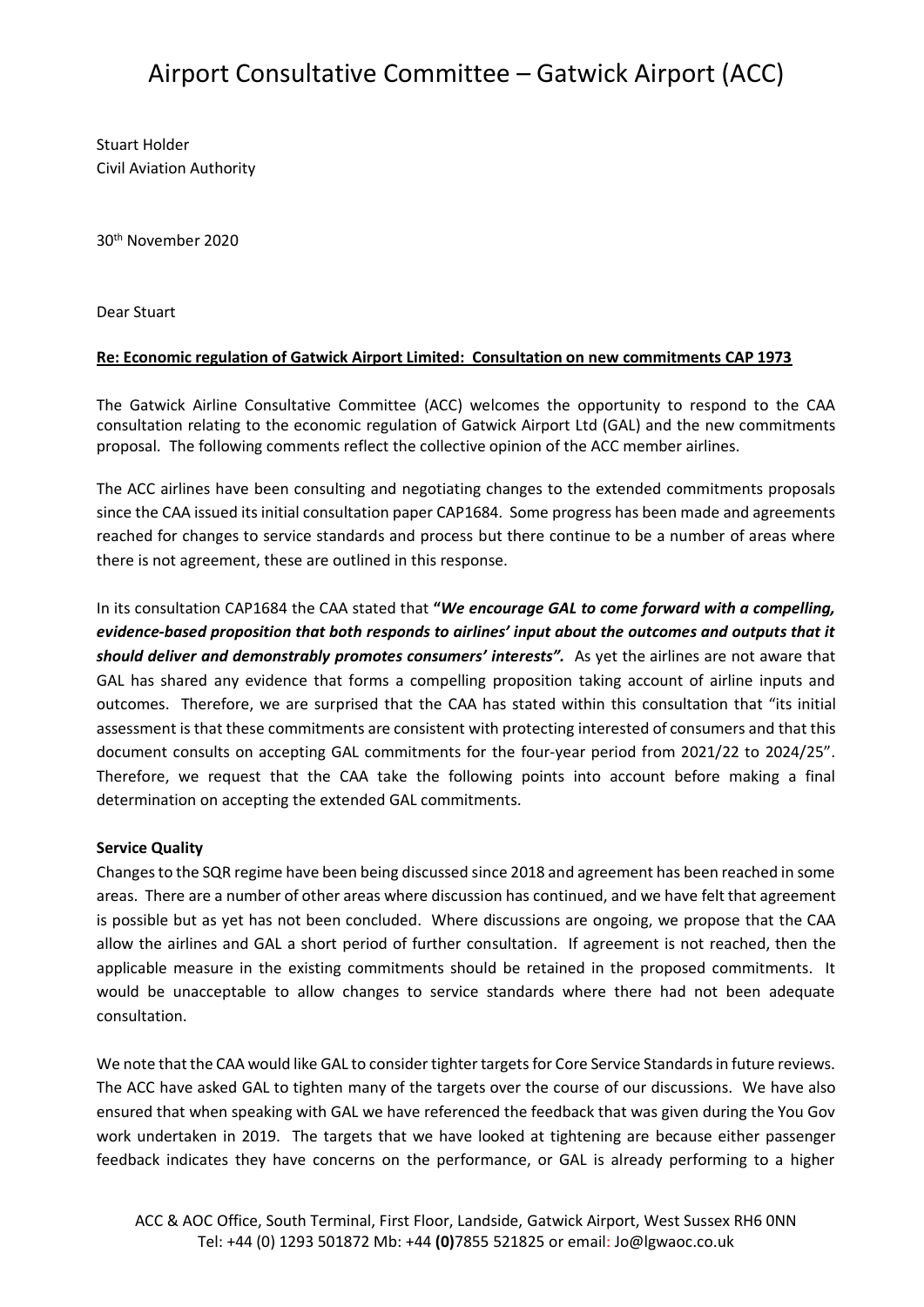# Airport Consultative Committee – Gatwick Airport (ACC)

Stuart Holder
Civil Aviation Authority

30th November 2020

Dear Stuart

**Re: Economic regulation of Gatwick Airport Limited: Consultation on new commitments CAP 1973**

The Gatwick Airline Consultative Committee (ACC) welcomes the opportunity to respond to the CAA consultation relating to the economic regulation of Gatwick Airport Ltd (GAL) and the new commitments proposal. The following comments reflect the collective opinion of the ACC member airlines.

The ACC airlines have been consulting and negotiating changes to the extended commitments proposals since the CAA issued its initial consultation paper CAP1684. Some progress has been made and agreements reached for changes to service standards and process but there continue to be a number of areas where there is not agreement, these are outlined in this response.

In its consultation CAP1684 the CAA stated that **"*We encourage GAL to come forward with a compelling, evidence-based proposition that both responds to airlines' input about the outcomes and outputs that it should deliver and demonstrably promotes consumers' interests".*** As yet the airlines are not aware that GAL has shared any evidence that forms a compelling proposition taking account of airline inputs and outcomes. Therefore, we are surprised that the CAA has stated within this consultation that "its initial assessment is that these commitments are consistent with protecting interested of consumers and that this document consults on accepting GAL commitments for the four-year period from 2021/22 to 2024/25". Therefore, we request that the CAA take the following points into account before making a final determination on accepting the extended GAL commitments.

**Service Quality**

Changes to the SQR regime have been being discussed since 2018 and agreement has been reached in some areas. There are a number of other areas where discussion has continued, and we have felt that agreement is possible but as yet has not been concluded. Where discussions are ongoing, we propose that the CAA allow the airlines and GAL a short period of further consultation. If agreement is not reached, then the applicable measure in the existing commitments should be retained in the proposed commitments. It would be unacceptable to allow changes to service standards where there had not been adequate consultation.

We note that the CAA would like GAL to consider tighter targets for Core Service Standards in future reviews. The ACC have asked GAL to tighten many of the targets over the course of our discussions. We have also ensured that when speaking with GAL we have referenced the feedback that was given during the You Gov work undertaken in 2019. The targets that we have looked at tightening are because either passenger feedback indicates they have concerns on the performance, or GAL is already performing to a higher

ACC & AOC Office, South Terminal, First Floor, Landside, Gatwick Airport, West Sussex RH6 0NN
Tel: +44 (0) 1293 501872 Mb: +44 **(0)**7855 521825 or email: Jo@lgwaoc.co.uk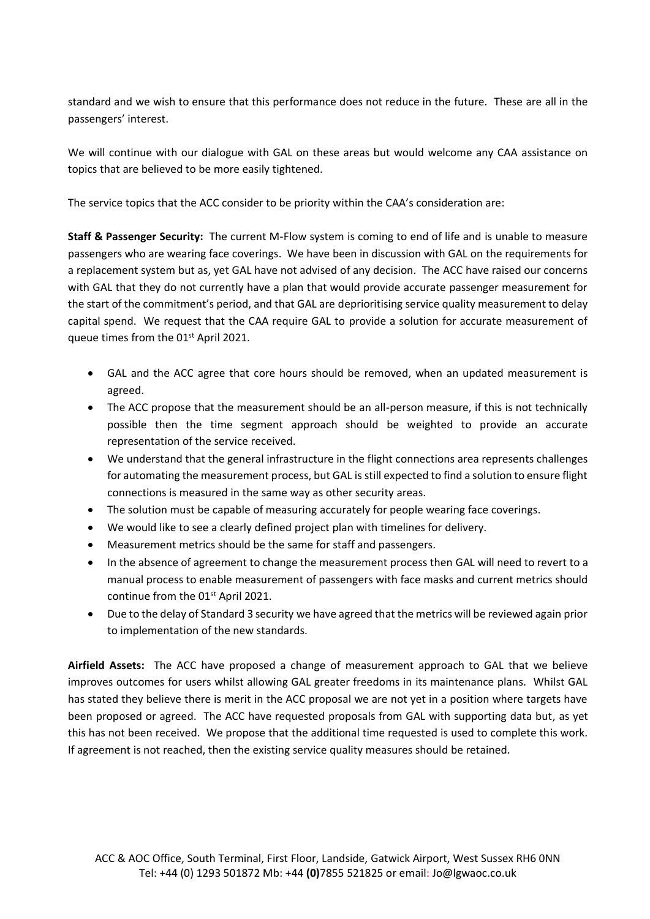standard and we wish to ensure that this performance does not reduce in the future. These are all in the passengers' interest.

We will continue with our dialogue with GAL on these areas but would welcome any CAA assistance on topics that are believed to be more easily tightened.

The service topics that the ACC consider to be priority within the CAA's consideration are:

**Staff & Passenger Security:** The current M-Flow system is coming to end of life and is unable to measure passengers who are wearing face coverings. We have been in discussion with GAL on the requirements for a replacement system but as, yet GAL have not advised of any decision. The ACC have raised our concerns with GAL that they do not currently have a plan that would provide accurate passenger measurement for the start of the commitment's period, and that GAL are deprioritising service quality measurement to delay capital spend. We request that the CAA require GAL to provide a solution for accurate measurement of queue times from the 01st April 2021.

- GAL and the ACC agree that core hours should be removed, when an updated measurement is agreed.
- The ACC propose that the measurement should be an all-person measure, if this is not technically possible then the time segment approach should be weighted to provide an accurate representation of the service received.
- We understand that the general infrastructure in the flight connections area represents challenges for automating the measurement process, but GAL is still expected to find a solution to ensure flight connections is measured in the same way as other security areas.
- The solution must be capable of measuring accurately for people wearing face coverings.
- We would like to see a clearly defined project plan with timelines for delivery.
- Measurement metrics should be the same for staff and passengers.
- In the absence of agreement to change the measurement process then GAL will need to revert to a manual process to enable measurement of passengers with face masks and current metrics should continue from the 01st April 2021.
- Due to the delay of Standard 3 security we have agreed that the metrics will be reviewed again prior to implementation of the new standards.

**Airfield Assets:** The ACC have proposed a change of measurement approach to GAL that we believe improves outcomes for users whilst allowing GAL greater freedoms in its maintenance plans. Whilst GAL has stated they believe there is merit in the ACC proposal we are not yet in a position where targets have been proposed or agreed. The ACC have requested proposals from GAL with supporting data but, as yet this has not been received. We propose that the additional time requested is used to complete this work. If agreement is not reached, then the existing service quality measures should be retained.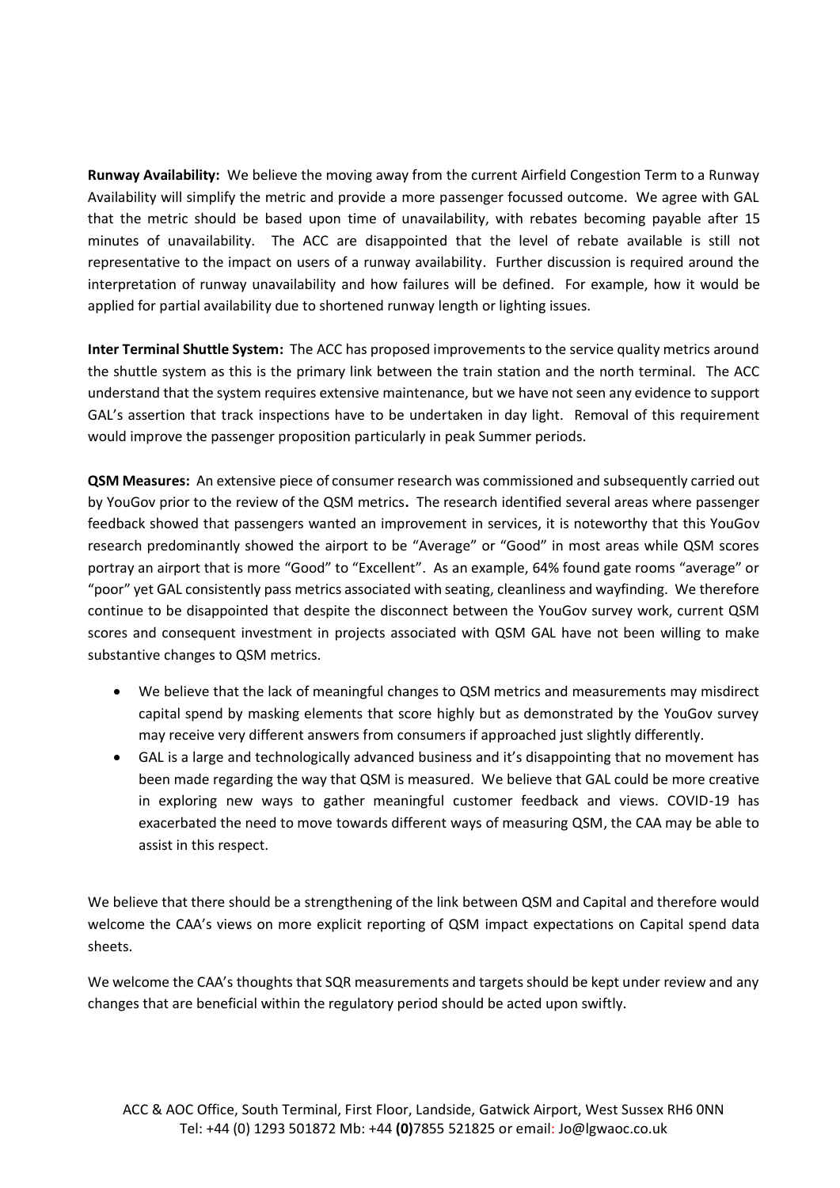**Runway Availability:** We believe the moving away from the current Airfield Congestion Term to a Runway Availability will simplify the metric and provide a more passenger focussed outcome. We agree with GAL that the metric should be based upon time of unavailability, with rebates becoming payable after 15 minutes of unavailability. The ACC are disappointed that the level of rebate available is still not representative to the impact on users of a runway availability. Further discussion is required around the interpretation of runway unavailability and how failures will be defined. For example, how it would be applied for partial availability due to shortened runway length or lighting issues.

**Inter Terminal Shuttle System:** The ACC has proposed improvements to the service quality metrics around the shuttle system as this is the primary link between the train station and the north terminal. The ACC understand that the system requires extensive maintenance, but we have not seen any evidence to support GAL's assertion that track inspections have to be undertaken in day light. Removal of this requirement would improve the passenger proposition particularly in peak Summer periods.

**QSM Measures:** An extensive piece of consumer research was commissioned and subsequently carried out by YouGov prior to the review of the QSM metrics**.** The research identified several areas where passenger feedback showed that passengers wanted an improvement in services, it is noteworthy that this YouGov research predominantly showed the airport to be "Average" or "Good" in most areas while QSM scores portray an airport that is more "Good" to "Excellent". As an example, 64% found gate rooms "average" or "poor" yet GAL consistently pass metrics associated with seating, cleanliness and wayfinding. We therefore continue to be disappointed that despite the disconnect between the YouGov survey work, current QSM scores and consequent investment in projects associated with QSM GAL have not been willing to make substantive changes to QSM metrics.

- We believe that the lack of meaningful changes to QSM metrics and measurements may misdirect capital spend by masking elements that score highly but as demonstrated by the YouGov survey may receive very different answers from consumers if approached just slightly differently.
- GAL is a large and technologically advanced business and it's disappointing that no movement has been made regarding the way that QSM is measured. We believe that GAL could be more creative in exploring new ways to gather meaningful customer feedback and views. COVID-19 has exacerbated the need to move towards different ways of measuring QSM, the CAA may be able to assist in this respect.

We believe that there should be a strengthening of the link between QSM and Capital and therefore would welcome the CAA's views on more explicit reporting of QSM impact expectations on Capital spend data sheets.

We welcome the CAA's thoughts that SQR measurements and targets should be kept under review and any changes that are beneficial within the regulatory period should be acted upon swiftly.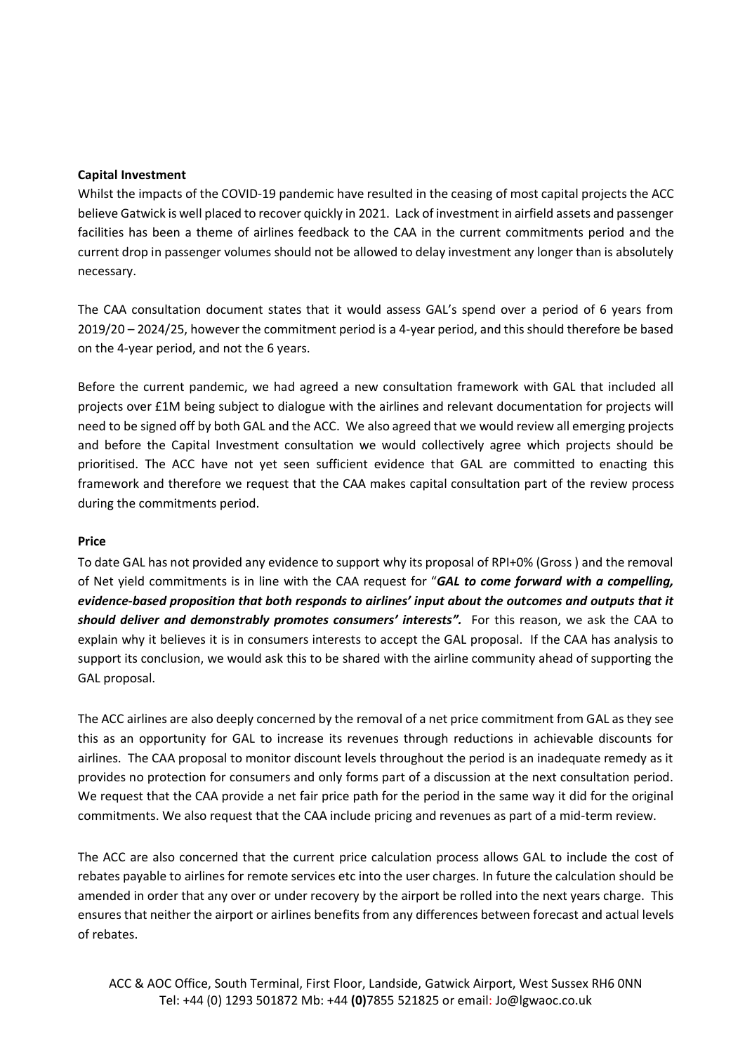**Capital Investment**

Whilst the impacts of the COVID-19 pandemic have resulted in the ceasing of most capital projects the ACC believe Gatwick is well placed to recover quickly in 2021. Lack of investment in airfield assets and passenger facilities has been a theme of airlines feedback to the CAA in the current commitments period and the current drop in passenger volumes should not be allowed to delay investment any longer than is absolutely necessary.

The CAA consultation document states that it would assess GAL's spend over a period of 6 years from 2019/20 – 2024/25, however the commitment period is a 4-year period, and this should therefore be based on the 4-year period, and not the 6 years.

Before the current pandemic, we had agreed a new consultation framework with GAL that included all projects over £1M being subject to dialogue with the airlines and relevant documentation for projects will need to be signed off by both GAL and the ACC. We also agreed that we would review all emerging projects and before the Capital Investment consultation we would collectively agree which projects should be prioritised. The ACC have not yet seen sufficient evidence that GAL are committed to enacting this framework and therefore we request that the CAA makes capital consultation part of the review process during the commitments period.

**Price**

To date GAL has not provided any evidence to support why its proposal of RPI+0% (Gross ) and the removal of Net yield commitments is in line with the CAA request for "***GAL to come forward with a compelling, evidence-based proposition that both responds to airlines' input about the outcomes and outputs that it should deliver and demonstrably promotes consumers' interests".*** For this reason, we ask the CAA to explain why it believes it is in consumers interests to accept the GAL proposal. If the CAA has analysis to support its conclusion, we would ask this to be shared with the airline community ahead of supporting the GAL proposal.

The ACC airlines are also deeply concerned by the removal of a net price commitment from GAL as they see this as an opportunity for GAL to increase its revenues through reductions in achievable discounts for airlines. The CAA proposal to monitor discount levels throughout the period is an inadequate remedy as it provides no protection for consumers and only forms part of a discussion at the next consultation period. We request that the CAA provide a net fair price path for the period in the same way it did for the original commitments. We also request that the CAA include pricing and revenues as part of a mid-term review.

The ACC are also concerned that the current price calculation process allows GAL to include the cost of rebates payable to airlines for remote services etc into the user charges. In future the calculation should be amended in order that any over or under recovery by the airport be rolled into the next years charge. This ensures that neither the airport or airlines benefits from any differences between forecast and actual levels of rebates.

ACC & AOC Office, South Terminal, First Floor, Landside, Gatwick Airport, West Sussex RH6 0NN
Tel: +44 (0) 1293 501872 Mb: +44 **(0)**7855 521825 or email: Jo@lgwaoc.co.uk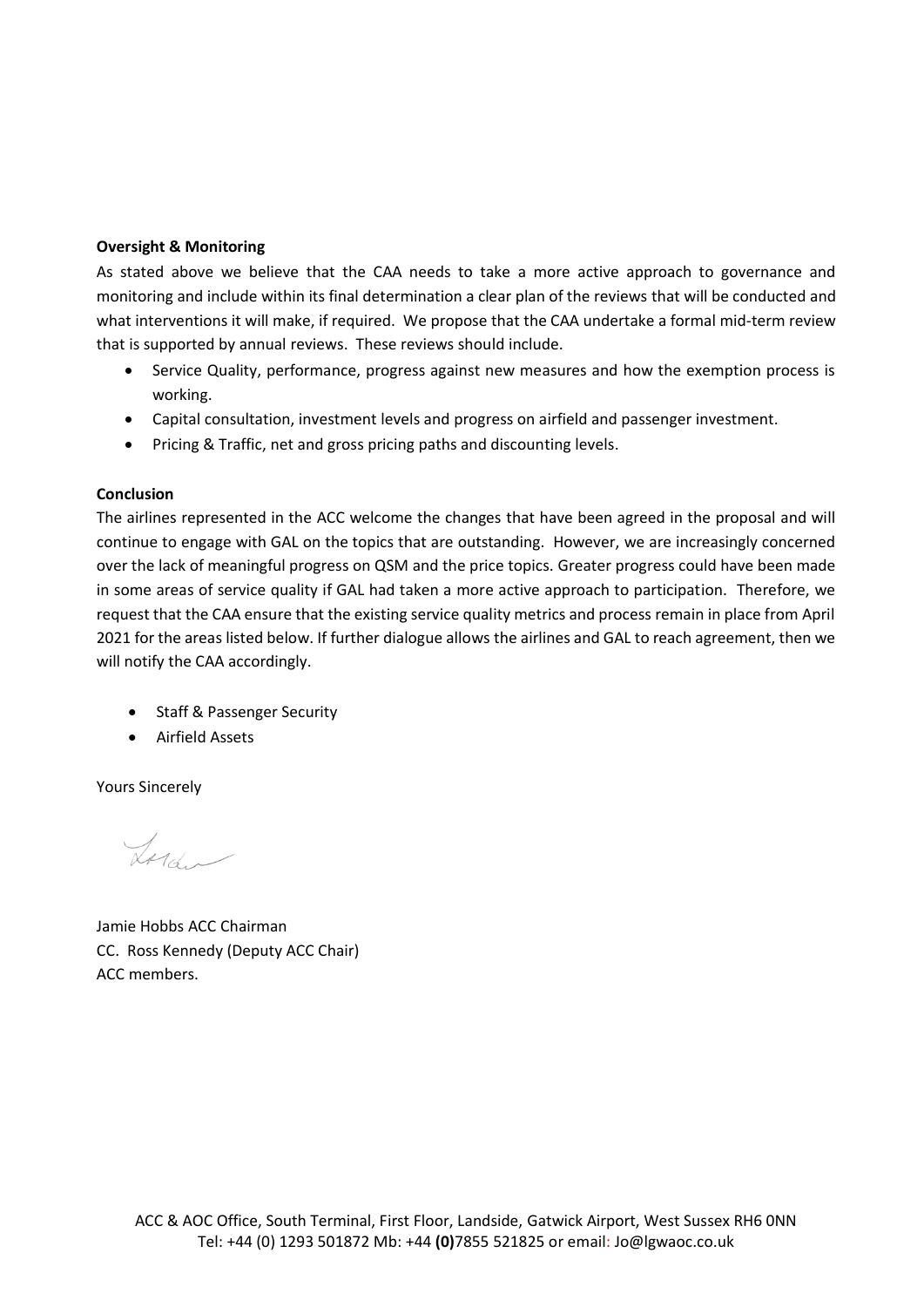**Oversight & Monitoring**

As stated above we believe that the CAA needs to take a more active approach to governance and monitoring and include within its final determination a clear plan of the reviews that will be conducted and what interventions it will make, if required. We propose that the CAA undertake a formal mid-term review that is supported by annual reviews. These reviews should include.

- Service Quality, performance, progress against new measures and how the exemption process is working.
- Capital consultation, investment levels and progress on airfield and passenger investment.
- Pricing & Traffic, net and gross pricing paths and discounting levels.

**Conclusion**

The airlines represented in the ACC welcome the changes that have been agreed in the proposal and will continue to engage with GAL on the topics that are outstanding. However, we are increasingly concerned over the lack of meaningful progress on QSM and the price topics. Greater progress could have been made in some areas of service quality if GAL had taken a more active approach to participation. Therefore, we request that the CAA ensure that the existing service quality metrics and process remain in place from April 2021 for the areas listed below. If further dialogue allows the airlines and GAL to reach agreement, then we will notify the CAA accordingly.

- Staff & Passenger Security
- Airfield Assets

Yours Sincerely

Jamie Hobbs ACC Chairman
CC. Ross Kennedy (Deputy ACC Chair)
ACC members.

ACC & AOC Office, South Terminal, First Floor, Landside, Gatwick Airport, West Sussex RH6 0NN
Tel: +44 (0) 1293 501872 Mb: +44 **(0)**7855 521825 or email: Jo@lgwaoc.co.uk